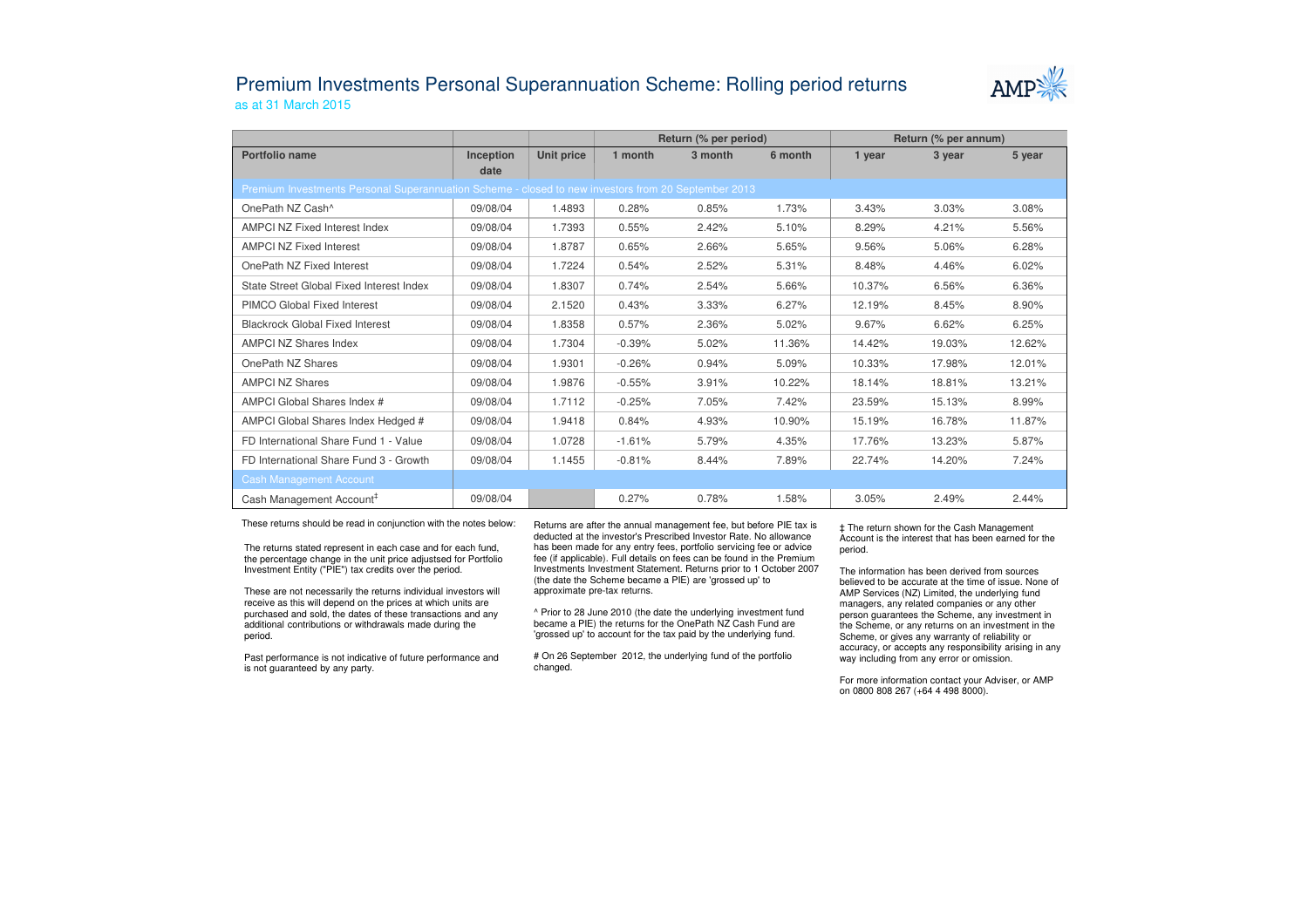# Premium Investments Personal Superannuation Scheme: Rolling period returns

as at 31 March 2015

| | | | Return (% per period) | | | Return (% per annum) | | |
|---|---|---|---|---|---|---|---|---|
| **Portfolio name** | **Inception date** | **Unit price** | **1 month** | **3 month** | **6 month** | **1 year** | **3 year** | **5 year** |
| Premium Investments Personal Superannuation Scheme - closed to new investors from 20 September 2013 | | | | | | | | |
| OnePath NZ Cash^ | 09/08/04 | 1.4893 | 0.28% | 0.85% | 1.73% | 3.43% | 3.03% | 3.08% |
| AMPCI NZ Fixed Interest Index | 09/08/04 | 1.7393 | 0.55% | 2.42% | 5.10% | 8.29% | 4.21% | 5.56% |
| AMPCI NZ Fixed Interest | 09/08/04 | 1.8787 | 0.65% | 2.66% | 5.65% | 9.56% | 5.06% | 6.28% |
| OnePath NZ Fixed Interest | 09/08/04 | 1.7224 | 0.54% | 2.52% | 5.31% | 8.48% | 4.46% | 6.02% |
| State Street Global Fixed Interest Index | 09/08/04 | 1.8307 | 0.74% | 2.54% | 5.66% | 10.37% | 6.56% | 6.36% |
| PIMCO Global Fixed Interest | 09/08/04 | 2.1520 | 0.43% | 3.33% | 6.27% | 12.19% | 8.45% | 8.90% |
| Blackrock Global Fixed Interest | 09/08/04 | 1.8358 | 0.57% | 2.36% | 5.02% | 9.67% | 6.62% | 6.25% |
| AMPCI NZ Shares Index | 09/08/04 | 1.7304 | -0.39% | 5.02% | 11.36% | 14.42% | 19.03% | 12.62% |
| OnePath NZ Shares | 09/08/04 | 1.9301 | -0.26% | 0.94% | 5.09% | 10.33% | 17.98% | 12.01% |
| AMPCI NZ Shares | 09/08/04 | 1.9876 | -0.55% | 3.91% | 10.22% | 18.14% | 18.81% | 13.21% |
| AMPCI Global Shares Index # | 09/08/04 | 1.7112 | -0.25% | 7.05% | 7.42% | 23.59% | 15.13% | 8.99% |
| AMPCI Global Shares Index Hedged # | 09/08/04 | 1.9418 | 0.84% | 4.93% | 10.90% | 15.19% | 16.78% | 11.87% |
| FD International Share Fund 1 - Value | 09/08/04 | 1.0728 | -1.61% | 5.79% | 4.35% | 17.76% | 13.23% | 5.87% |
| FD International Share Fund 3 - Growth | 09/08/04 | 1.1455 | -0.81% | 8.44% | 7.89% | 22.74% | 14.20% | 7.24% |
| Cash Management Account | | | | | | | | |
| Cash Management Account‡ | 09/08/04 | | 0.27% | 0.78% | 1.58% | 3.05% | 2.49% | 2.44% |

These returns should be read in conjunction with the notes below:

The returns stated represent in each case and for each fund, the percentage change in the unit price adjustsed for Portfolio Investment Entity ("PIE") tax credits over the period.

These are not necessarily the returns individual investors will receive as this will depend on the prices at which units are purchased and sold, the dates of these transactions and any additional contributions or withdrawals made during the period.

Past performance is not indicative of future performance and is not guaranteed by any party.

Returns are after the annual management fee, but before PIE tax is deducted at the investor's Prescribed Investor Rate. No allowance has been made for any entry fees, portfolio servicing fee or advice fee (if applicable). Full details on fees can be found in the Premium Investments Investment Statement. Returns prior to 1 October 2007 (the date the Scheme became a PIE) are 'grossed up' to approximate pre-tax returns.

^ Prior to 28 June 2010 (the date the underlying investment fund became a PIE) the returns for the OnePath NZ Cash Fund are 'grossed up' to account for the tax paid by the underlying fund.

# On 26 September 2012, the underlying fund of the portfolio changed.

‡ The return shown for the Cash Management Account is the interest that has been earned for the period.

The information has been derived from sources believed to be accurate at the time of issue. None of AMP Services (NZ) Limited, the underlying fund managers, any related companies or any other person guarantees the Scheme, any investment in the Scheme, or any returns on an investment in the Scheme, or gives any warranty of reliability or accuracy, or accepts any responsibility arising in any way including from any error or omission.

For more information contact your Adviser, or AMP on 0800 808 267 (+64 4 498 8000).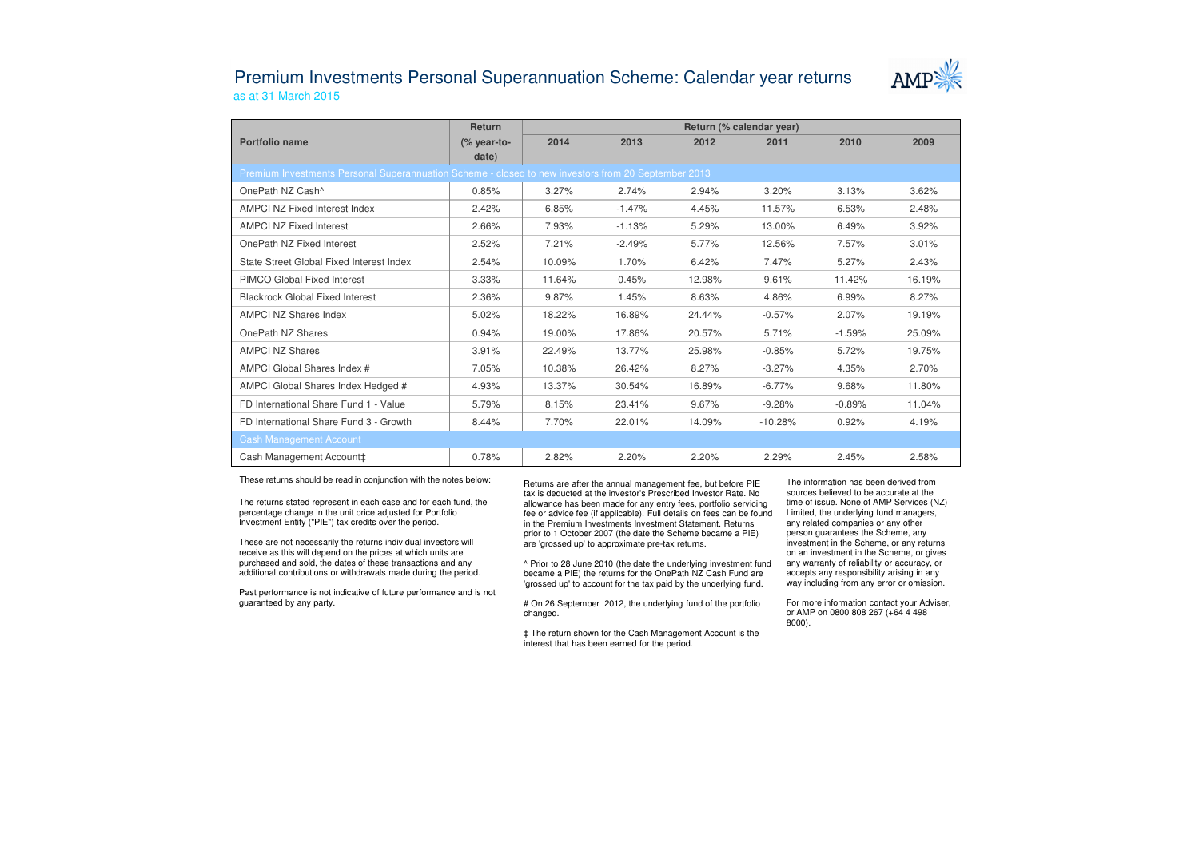# Premium Investments Personal Superannuation Scheme: Calendar year returns

as at 31 March 2015

| Portfolio name | Return (% year-to-date) | Return (% calendar year) | | | | | |
|---|---|---|---|---|---|---|---|
| | | 2014 | 2013 | 2012 | 2011 | 2010 | 2009 |
| Premium Investments Personal Superannuation Scheme - closed to new investors from 20 September 2013 | | | | | | | |
| OnePath NZ Cash^ | 0.85% | 3.27% | 2.74% | 2.94% | 3.20% | 3.13% | 3.62% |
| AMPCI NZ Fixed Interest Index | 2.42% | 6.85% | -1.47% | 4.45% | 11.57% | 6.53% | 2.48% |
| AMPCI NZ Fixed Interest | 2.66% | 7.93% | -1.13% | 5.29% | 13.00% | 6.49% | 3.92% |
| OnePath NZ Fixed Interest | 2.52% | 7.21% | -2.49% | 5.77% | 12.56% | 7.57% | 3.01% |
| State Street Global Fixed Interest Index | 2.54% | 10.09% | 1.70% | 6.42% | 7.47% | 5.27% | 2.43% |
| PIMCO Global Fixed Interest | 3.33% | 11.64% | 0.45% | 12.98% | 9.61% | 11.42% | 16.19% |
| Blackrock Global Fixed Interest | 2.36% | 9.87% | 1.45% | 8.63% | 4.86% | 6.99% | 8.27% |
| AMPCI NZ Shares Index | 5.02% | 18.22% | 16.89% | 24.44% | -0.57% | 2.07% | 19.19% |
| OnePath NZ Shares | 0.94% | 19.00% | 17.86% | 20.57% | 5.71% | -1.59% | 25.09% |
| AMPCI NZ Shares | 3.91% | 22.49% | 13.77% | 25.98% | -0.85% | 5.72% | 19.75% |
| AMPCI Global Shares Index # | 7.05% | 10.38% | 26.42% | 8.27% | -3.27% | 4.35% | 2.70% |
| AMPCI Global Shares Index Hedged # | 4.93% | 13.37% | 30.54% | 16.89% | -6.77% | 9.68% | 11.80% |
| FD International Share Fund 1 - Value | 5.79% | 8.15% | 23.41% | 9.67% | -9.28% | -0.89% | 11.04% |
| FD International Share Fund 3 - Growth | 8.44% | 7.70% | 22.01% | 14.09% | -10.28% | 0.92% | 4.19% |
| Cash Management Account | | | | | | | |
| Cash Management Account‡ | 0.78% | 2.82% | 2.20% | 2.20% | 2.29% | 2.45% | 2.58% |

These returns should be read in conjunction with the notes below:

The returns stated represent in each case and for each fund, the percentage change in the unit price adjusted for Portfolio Investment Entity ("PIE") tax credits over the period.

These are not necessarily the returns individual investors will receive as this will depend on the prices at which units are purchased and sold, the dates of these transactions and any additional contributions or withdrawals made during the period.

Past performance is not indicative of future performance and is not guaranteed by any party.

Returns are after the annual management fee, but before PIE tax is deducted at the investor's Prescribed Investor Rate. No allowance has been made for any entry fees, portfolio servicing fee or advice fee (if applicable). Full details on fees can be found in the Premium Investments Personal Investment Statement. Returns prior to 1 October 2007 (the date the Scheme became a PIE) are 'grossed up' to approximate pre-tax returns.

^ Prior to 28 June 2010 (the date the underlying investment fund became a PIE) the returns for the OnePath NZ Cash Fund are 'grossed up' to account for the tax paid by the underlying fund.

# On 26 September 2012, the underlying fund of the portfolio changed.

‡ The return shown for the Cash Management Account is the interest that has been earned for the period.

The information has been derived from sources believed to be accurate at the time of issue. None of AMP Services (NZ) Limited, the underlying fund managers, any related companies or any other person guarantees the Scheme, any investment in the Scheme, or any returns on an investment in the Scheme, or gives any warranty of reliability or accuracy, or accepts any responsibility arising in any way including from any error or omission.

For more information contact your Adviser, or AMP on 0800 808 267 (+64 4 498 8000).